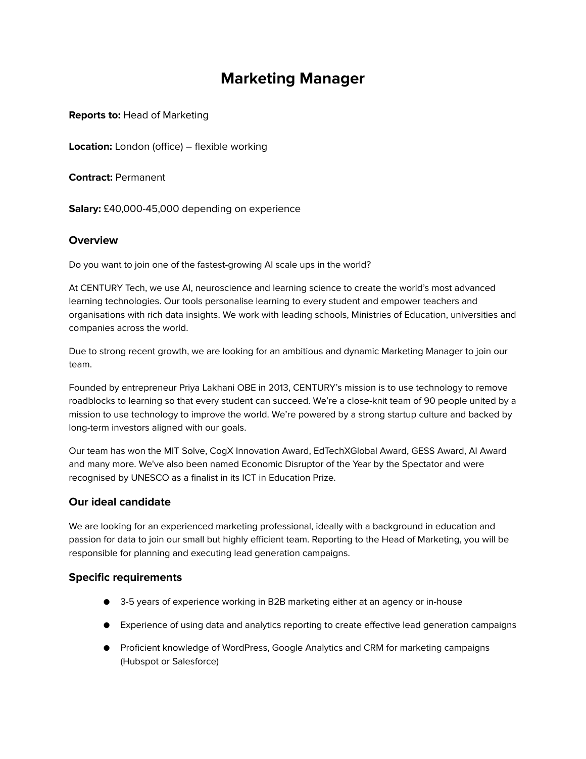# Marketing Manager

**Reports to:** Head of Marketing

**Location:** London (office) – flexible working

**Contract:** Permanent

**Salary:** £40,000-45,000 depending on experience

## Overview

Do you want to join one of the fastest-growing AI scale ups in the world?

At CENTURY Tech, we use AI, neuroscience and learning science to create the world's most advanced learning technologies. Our tools personalise learning to every student and empower teachers and organisations with rich data insights. We work with leading schools, Ministries of Education, universities and companies across the world.

Due to strong recent growth, we are looking for an ambitious and dynamic Marketing Manager to join our team.

Founded by entrepreneur Priya Lakhani OBE in 2013, CENTURY's mission is to use technology to remove roadblocks to learning so that every student can succeed. We're a close-knit team of 90 people united by a mission to use technology to improve the world. We're powered by a strong startup culture and backed by long-term investors aligned with our goals.

Our team has won the MIT Solve, CogX Innovation Award, EdTechXGlobal Award, GESS Award, AI Award and many more. We've also been named Economic Disruptor of the Year by the Spectator and were recognised by UNESCO as a finalist in its ICT in Education Prize.

## Our ideal candidate

We are looking for an experienced marketing professional, ideally with a background in education and passion for data to join our small but highly efficient team. Reporting to the Head of Marketing, you will be responsible for planning and executing lead generation campaigns.

## Specific requirements

- 3-5 years of experience working in B2B marketing either at an agency or in-house
- Experience of using data and analytics reporting to create effective lead generation campaigns
- Proficient knowledge of WordPress, Google Analytics and CRM for marketing campaigns (Hubspot or Salesforce)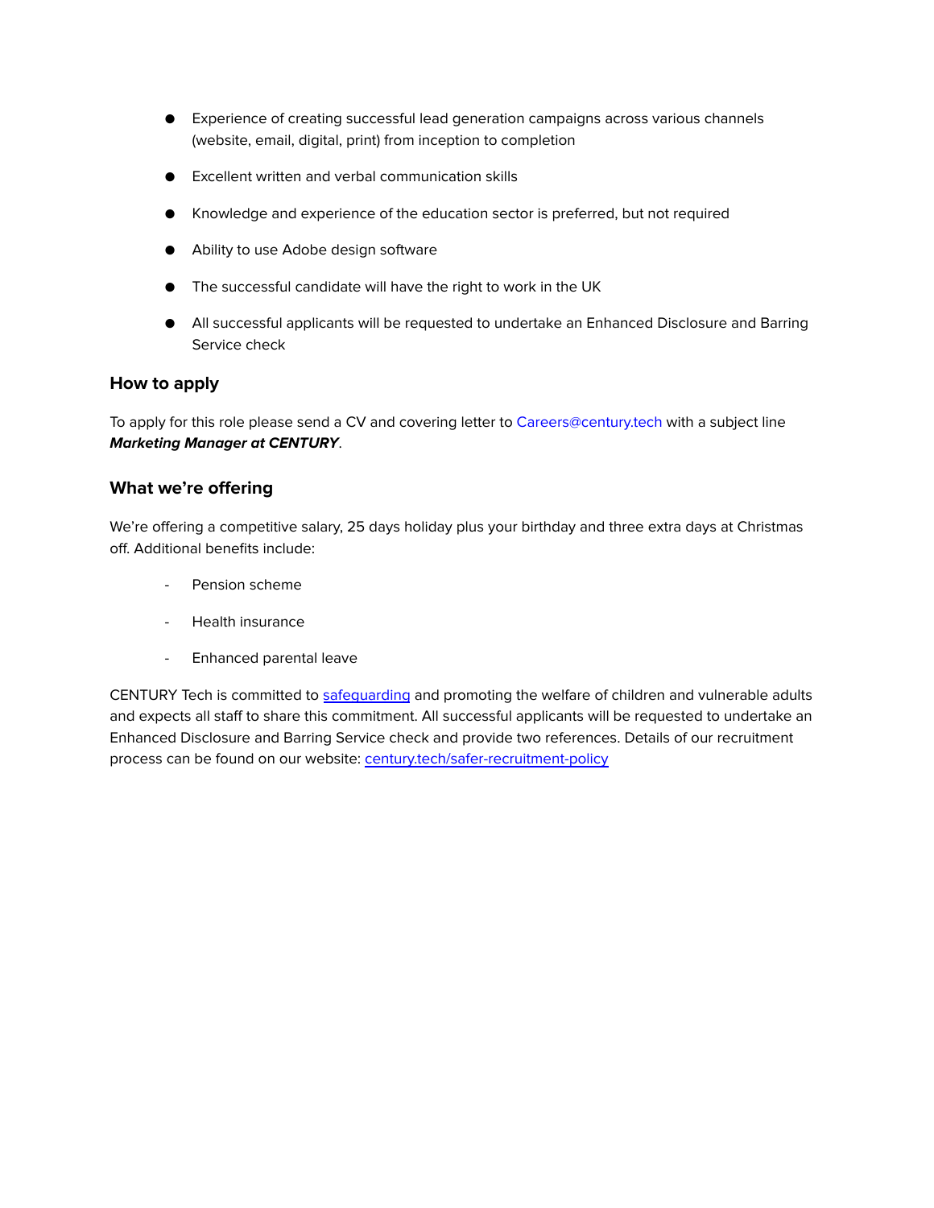- Experience of creating successful lead generation campaigns across various channels (website, email, digital, print) from inception to completion
- Excellent written and verbal communication skills
- Knowledge and experience of the education sector is preferred, but not required
- Ability to use Adobe design software
- The successful candidate will have the right to work in the UK
- All successful applicants will be requested to undertake an Enhanced Disclosure and Barring Service check

### How to apply

To apply for this role please send a CV and covering letter to Careers@century.tech with a subject line ***Marketing Manager at CENTURY***.

### What we're offering

We're offering a competitive salary, 25 days holiday plus your birthday and three extra days at Christmas off. Additional benefits include:

- Pension scheme
- Health insurance
- Enhanced parental leave

CENTURY Tech is committed to safeguarding and promoting the welfare of children and vulnerable adults and expects all staff to share this commitment. All successful applicants will be requested to undertake an Enhanced Disclosure and Barring Service check and provide two references. Details of our recruitment process can be found on our website: century.tech/safer-recruitment-policy